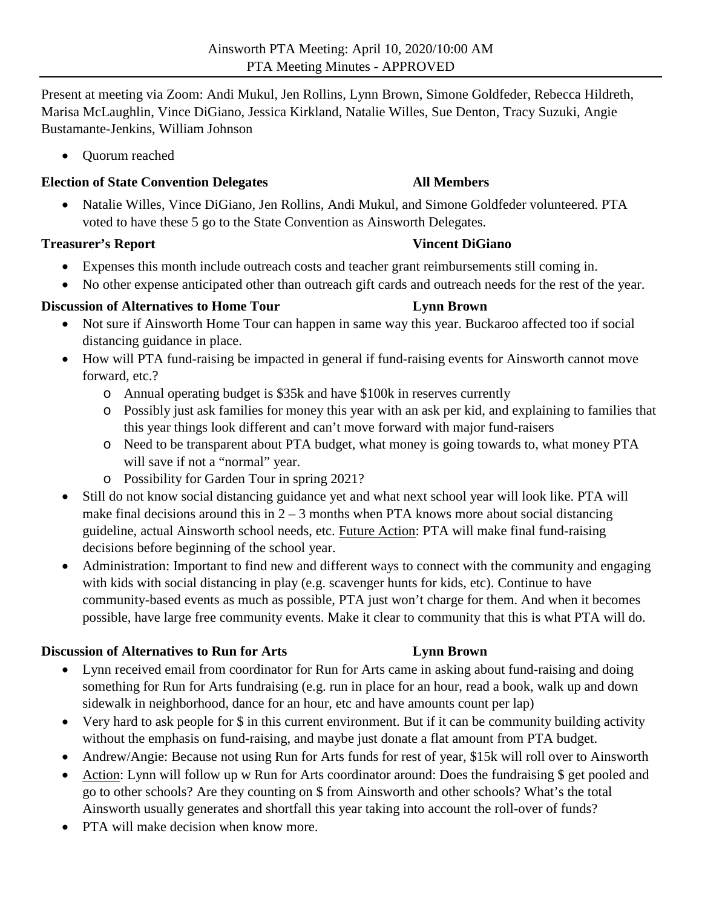# Ainsworth PTA Meeting: April 10, 2020/10:00 AM
## PTA Meeting Minutes - APPROVED

Present at meeting via Zoom: Andi Mukul, Jen Rollins, Lynn Brown, Simone Goldfeder, Rebecca Hildreth, Marisa McLaughlin, Vince DiGiano, Jessica Kirkland, Natalie Willes, Sue Denton, Tracy Suzuki, Angie Bustamante-Jenkins, William Johnson

- Quorum reached

**Election of State Convention Delegates** — **All Members**

- Natalie Willes, Vince DiGiano, Jen Rollins, Andi Mukul, and Simone Goldfeder volunteered. PTA voted to have these 5 go to the State Convention as Ainsworth Delegates.

**Treasurer's Report** — **Vincent DiGiano**

- Expenses this month include outreach costs and teacher grant reimbursements still coming in.
- No other expense anticipated other than outreach gift cards and outreach needs for the rest of the year.

**Discussion of Alternatives to Home Tour** — **Lynn Brown**

- Not sure if Ainsworth Home Tour can happen in same way this year. Buckaroo affected too if social distancing guidance in place.
- How will PTA fund-raising be impacted in general if fund-raising events for Ainsworth cannot move forward, etc.?
  - Annual operating budget is $35k and have $100k in reserves currently
  - Possibly just ask families for money this year with an ask per kid, and explaining to families that this year things look different and can't move forward with major fund-raisers
  - Need to be transparent about PTA budget, what money is going towards to, what money PTA will save if not a "normal" year.
  - Possibility for Garden Tour in spring 2021?
- Still do not know social distancing guidance yet and what next school year will look like. PTA will make final decisions around this in 2 – 3 months when PTA knows more about social distancing guideline, actual Ainsworth school needs, etc. <u>Future Action</u>: PTA will make final fund-raising decisions before beginning of the school year.
- Administration: Important to find new and different ways to connect with the community and engaging with kids with social distancing in play (e.g. scavenger hunts for kids, etc). Continue to have community-based events as much as possible, PTA just won't charge for them. And when it becomes possible, have large free community events. Make it clear to community that this is what PTA will do.

**Discussion of Alternatives to Run for Arts** — **Lynn Brown**

- Lynn received email from coordinator for Run for Arts came in asking about fund-raising and doing something for Run for Arts fundraising (e.g. run in place for an hour, read a book, walk up and down sidewalk in neighborhood, dance for an hour, etc and have amounts count per lap)
- Very hard to ask people for $ in this current environment. But if it can be community building activity without the emphasis on fund-raising, and maybe just donate a flat amount from PTA budget.
- Andrew/Angie: Because not using Run for Arts funds for rest of year, $15k will roll over to Ainsworth
- <u>Action</u>: Lynn will follow up w Run for Arts coordinator around: Does the fundraising $ get pooled and go to other schools? Are they counting on $ from Ainsworth and other schools? What's the total Ainsworth usually generates and shortfall this year taking into account the roll-over of funds?
- PTA will make decision when know more.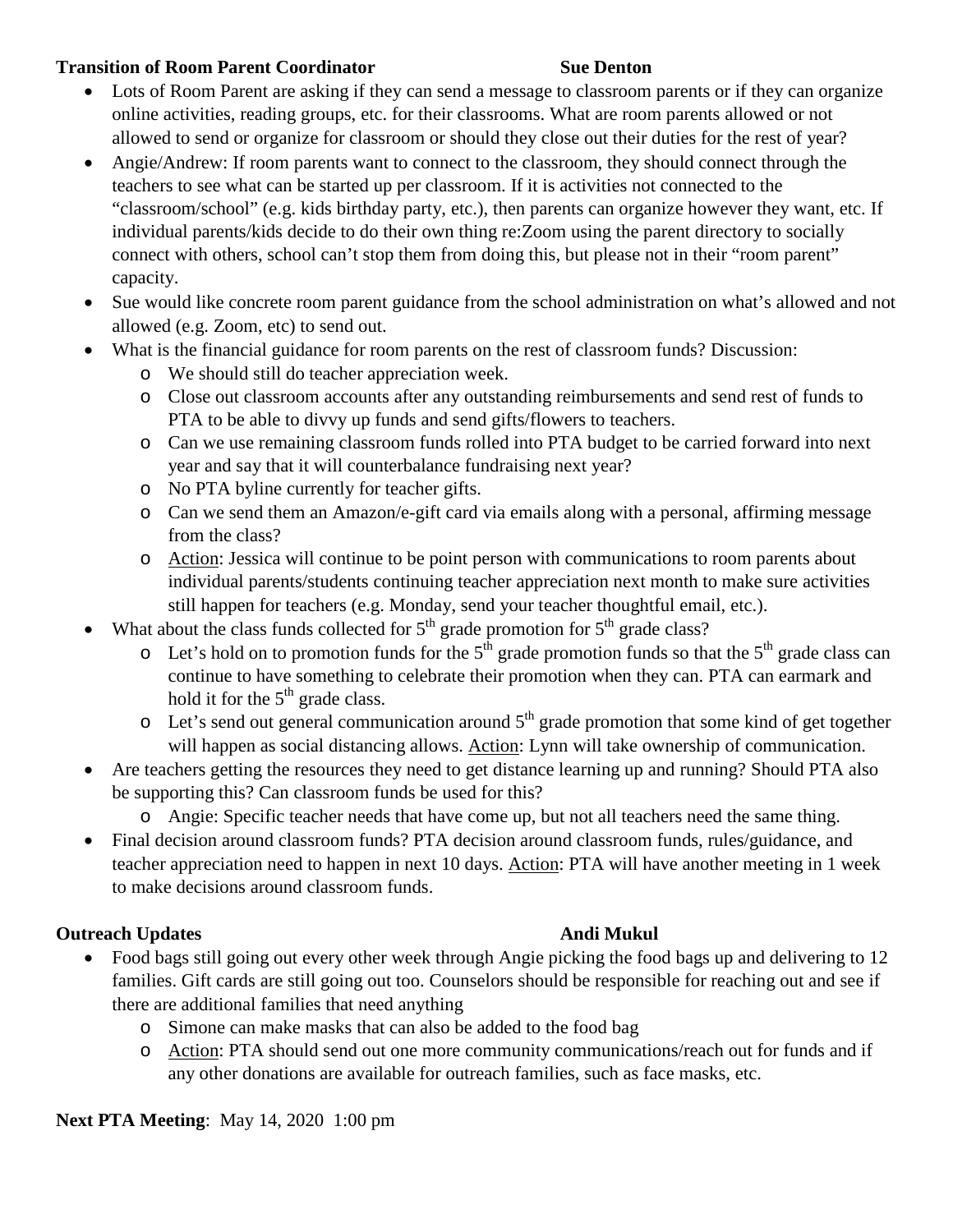**Transition of Room Parent Coordinator** **Sue Denton**

- Lots of Room Parent are asking if they can send a message to classroom parents or if they can organize online activities, reading groups, etc. for their classrooms. What are room parents allowed or not allowed to send or organize for classroom or should they close out their duties for the rest of year?
- Angie/Andrew: If room parents want to connect to the classroom, they should connect through the teachers to see what can be started up per classroom. If it is activities not connected to the "classroom/school" (e.g. kids birthday party, etc.), then parents can organize however they want, etc. If individual parents/kids decide to do their own thing re:Zoom using the parent directory to socially connect with others, school can't stop them from doing this, but please not in their "room parent" capacity.
- Sue would like concrete room parent guidance from the school administration on what's allowed and not allowed (e.g. Zoom, etc) to send out.
- What is the financial guidance for room parents on the rest of classroom funds? Discussion:
  - We should still do teacher appreciation week.
  - Close out classroom accounts after any outstanding reimbursements and send rest of funds to PTA to be able to divvy up funds and send gifts/flowers to teachers.
  - Can we use remaining classroom funds rolled into PTA budget to be carried forward into next year and say that it will counterbalance fundraising next year?
  - No PTA byline currently for teacher gifts.
  - Can we send them an Amazon/e-gift card via emails along with a personal, affirming message from the class?
  - Action: Jessica will continue to be point person with communications to room parents about individual parents/students continuing teacher appreciation next month to make sure activities still happen for teachers (e.g. Monday, send your teacher thoughtful email, etc.).
- What about the class funds collected for 5th grade promotion for 5th grade class?
  - Let's hold on to promotion funds for the 5th grade promotion funds so that the 5th grade class can continue to have something to celebrate their promotion when they can. PTA can earmark and hold it for the 5th grade class.
  - Let's send out general communication around 5th grade promotion that some kind of get together will happen as social distancing allows. Action: Lynn will take ownership of communication.
- Are teachers getting the resources they need to get distance learning up and running? Should PTA also be supporting this? Can classroom funds be used for this?
  - Angie: Specific teacher needs that have come up, but not all teachers need the same thing.
- Final decision around classroom funds? PTA decision around classroom funds, rules/guidance, and teacher appreciation need to happen in next 10 days. Action: PTA will have another meeting in 1 week to make decisions around classroom funds.

**Outreach Updates** **Andi Mukul**

- Food bags still going out every other week through Angie picking the food bags up and delivering to 12 families. Gift cards are still going out too. Counselors should be responsible for reaching out and see if there are additional families that need anything
  - Simone can make masks that can also be added to the food bag
  - Action: PTA should send out one more community communications/reach out for funds and if any other donations are available for outreach families, such as face masks, etc.

**Next PTA Meeting**: May 14, 2020 1:00 pm